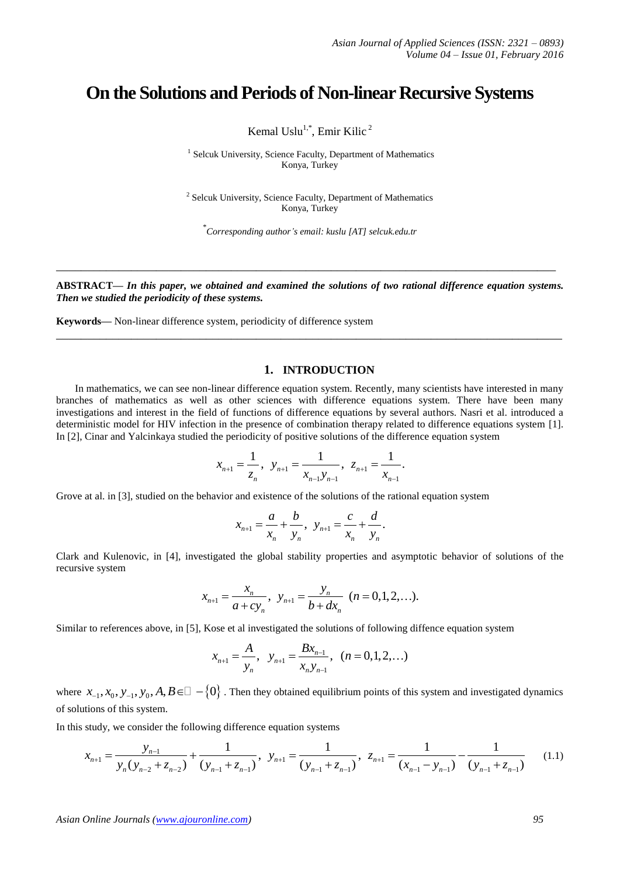# On the Solutions and Periods of Non-linear Recursive Systems

Kemal Uslu[1,*], Emir Kilic[2]

[1] Selcuk University, Science Faculty, Department of Mathematics
Konya, Turkey

[2] Selcuk University, Science Faculty, Department of Mathematics
Konya, Turkey

[*] *Corresponding author's email: kuslu [AT] selcuk.edu.tr*

---

**ABSTRACT—** ***In this paper, we obtained and examined the solutions of two rational difference equation systems. Then we studied the periodicity of these systems.***

**Keywords—** Non-linear difference system, periodicity of difference system

---

## 1. INTRODUCTION

In mathematics, we can see non-linear difference equation system. Recently, many scientists have interested in many branches of mathematics as well as other sciences with difference equations system. There have been many investigations and interest in the field of functions of difference equations by several authors. Nasri et al. introduced a deterministic model for HIV infection in the presence of combination therapy related to difference equations system [1]. In [2], Cinar and Yalcinkaya studied the periodicity of positive solutions of the difference equation system

$$x_{n+1} = \frac{1}{z_n},\ \ y_{n+1} = \frac{1}{x_{n-1}y_{n-1}},\ \ z_{n+1} = \frac{1}{x_{n-1}}.$$

Grove at al. in [3], studied on the behavior and existence of the solutions of the rational equation system

$$x_{n+1} = \frac{a}{x_n} + \frac{b}{y_n},\ \ y_{n+1} = \frac{c}{x_n} + \frac{d}{y_n}.$$

Clark and Kulenovic, in [4], investigated the global stability properties and asymptotic behavior of solutions of the recursive system

$$x_{n+1} = \frac{x_n}{a + cy_n},\ \ y_{n+1} = \frac{y_n}{b + dx_n}\ \ (n = 0,1,2,\ldots).$$

Similar to references above, in [5], Kose et al investigated the solutions of following diffence equation system

$$x_{n+1} = \frac{A}{y_n},\ \ y_{n+1} = \frac{Bx_{n-1}}{x_n y_{n-1}},\ \ (n = 0,1,2,\ldots)$$

where $x_{-1}, x_0, y_{-1}, y_0, A, B \in \mathbb{R} - \{0\}$. Then they obtained equilibrium points of this system and investigated dynamics of solutions of this system.

In this study, we consider the following difference equation systems

$$x_{n+1} = \frac{y_{n-1}}{y_n(y_{n-2} + z_{n-2})} + \frac{1}{(y_{n-1} + z_{n-1})},\ \ y_{n+1} = \frac{1}{(y_{n-1} + z_{n-1})},\ \ z_{n+1} = \frac{1}{(x_{n-1} - y_{n-1})} - \frac{1}{(y_{n-1} + z_{n-1})} \qquad (1.1)$$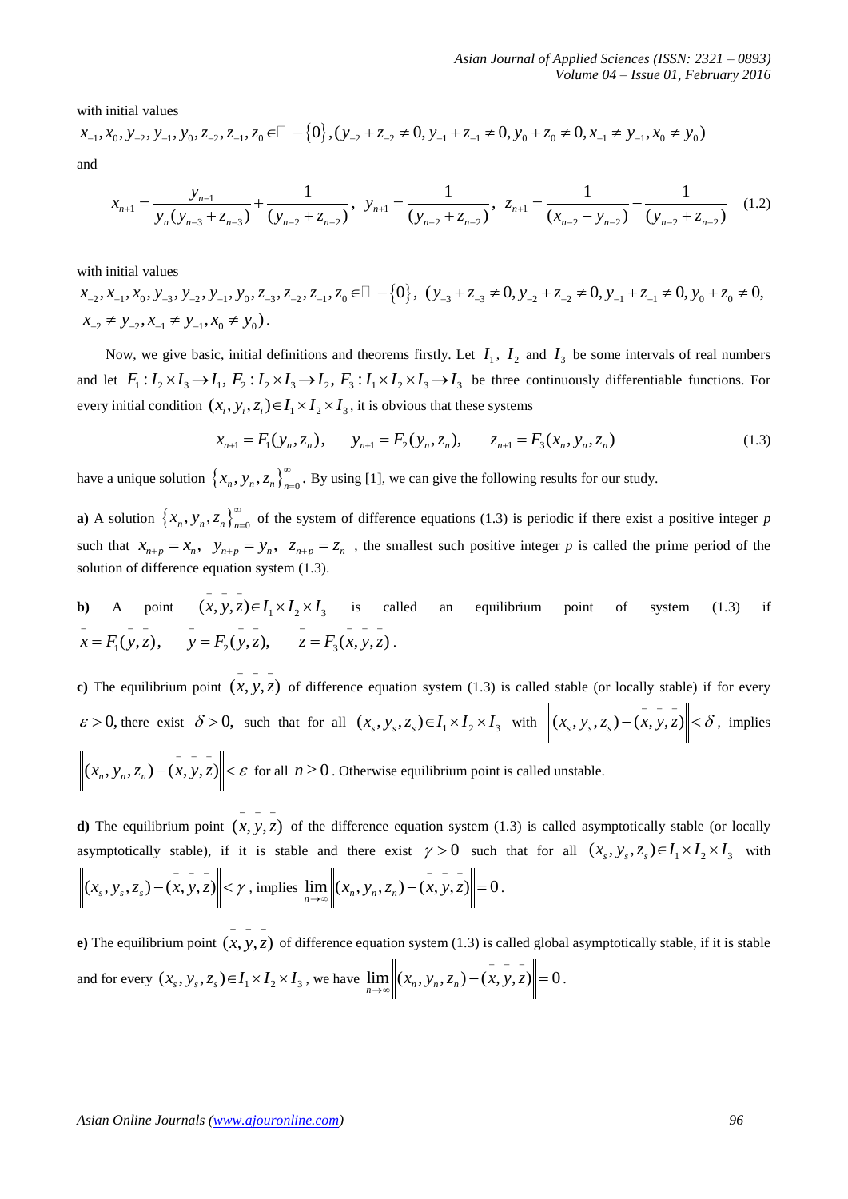with initial values

$x_{-1}, x_0, y_{-2}, y_{-1}, y_0, z_{-2}, z_{-1}, z_0 \in \mathbb{R} - \{0\}, (y_{-2} + z_{-2} \neq 0, y_{-1} + z_{-1} \neq 0, y_0 + z_0 \neq 0, x_{-1} \neq y_{-1}, x_0 \neq y_0)$

and

$$x_{n+1} = \frac{y_{n-1}}{y_n (y_{n-3} + z_{n-3})} + \frac{1}{(y_{n-2} + z_{n-2})}, \quad y_{n+1} = \frac{1}{(y_{n-2} + z_{n-2})}, \quad z_{n+1} = \frac{1}{(x_{n-2} - y_{n-2})} - \frac{1}{(y_{n-2} + z_{n-2})} \quad (1.2)$$

with initial values

$x_{-2}, x_{-1}, x_0, y_{-3}, y_{-2}, y_{-1}, y_0, z_{-3}, z_{-2}, z_{-1}, z_0 \in \mathbb{R} - \{0\}, \ (y_{-3} + z_{-3} \neq 0, y_{-2} + z_{-2} \neq 0, y_{-1} + z_{-1} \neq 0, y_0 + z_0 \neq 0, x_{-2} \neq y_{-2}, x_{-1} \neq y_{-1}, x_0 \neq y_0)$.

Now, we give basic, initial definitions and theorems firstly. Let $I_1$, $I_2$ and $I_3$ be some intervals of real numbers and let $F_1 : I_2 \times I_3 \rightarrow I_1$, $F_2 : I_2 \times I_3 \rightarrow I_2$, $F_3 : I_1 \times I_2 \times I_3 \rightarrow I_3$ be three continuously differentiable functions. For every initial condition $(x_i, y_i, z_i) \in I_1 \times I_2 \times I_3$, it is obvious that these systems

$$x_{n+1} = F_1(y_n, z_n), \qquad y_{n+1} = F_2(y_n, z_n), \qquad z_{n+1} = F_3(x_n, y_n, z_n) \quad (1.3)$$

have a unique solution $\{x_n, y_n, z_n\}_{n=0}^{\infty}$. By using [1], we can give the following results for our study.

**a)** A solution $\{x_n, y_n, z_n\}_{n=0}^{\infty}$ of the system of difference equations (1.3) is periodic if there exist a positive integer *p* such that $x_{n+p} = x_n, \ y_{n+p} = y_n, \ z_{n+p} = z_n$ , the smallest such positive integer *p* is called the prime period of the solution of difference equation system (1.3).

**b)** A point $(\bar{x}, \bar{y}, \bar{z}) \in I_1 \times I_2 \times I_3$ is called an equilibrium point of system (1.3) if $\bar{x} = F_1(\bar{y}, \bar{z}), \quad \bar{y} = F_2(\bar{y}, \bar{z}), \quad \bar{z} = F_3(\bar{x}, \bar{y}, \bar{z})$.

**c)** The equilibrium point $(\bar{x}, \bar{y}, \bar{z})$ of difference equation system (1.3) is called stable (or locally stable) if for every $\varepsilon > 0,$ there exist $\delta > 0,$ such that for all $(x_s, y_s, z_s) \in I_1 \times I_2 \times I_3$ with $\left\|(x_s, y_s, z_s) - (\bar{x}, \bar{y}, \bar{z})\right\| < \delta$, implies $\left\|(x_n, y_n, z_n) - (\bar{x}, \bar{y}, \bar{z})\right\| < \varepsilon$ for all $n \geq 0$. Otherwise equilibrium point is called unstable.

**d)** The equilibrium point $(\bar{x}, \bar{y}, \bar{z})$ of the difference equation system (1.3) is called asymptotically stable (or locally asymptotically stable), if it is stable and there exist $\gamma > 0$ such that for all $(x_s, y_s, z_s) \in I_1 \times I_2 \times I_3$ with $\left\|(x_s, y_s, z_s) - (\bar{x}, \bar{y}, \bar{z})\right\| < \gamma$, implies $\lim_{n \to \infty} \left\|(x_n, y_n, z_n) - (\bar{x}, \bar{y}, \bar{z})\right\| = 0$.

**e)** The equilibrium point $(\bar{x}, \bar{y}, \bar{z})$ of difference equation system (1.3) is called global asymptotically stable, if it is stable and for every $(x_s, y_s, z_s) \in I_1 \times I_2 \times I_3$, we have $\lim_{n \to \infty} \left\|(x_n, y_n, z_n) - (\bar{x}, \bar{y}, \bar{z})\right\| = 0$.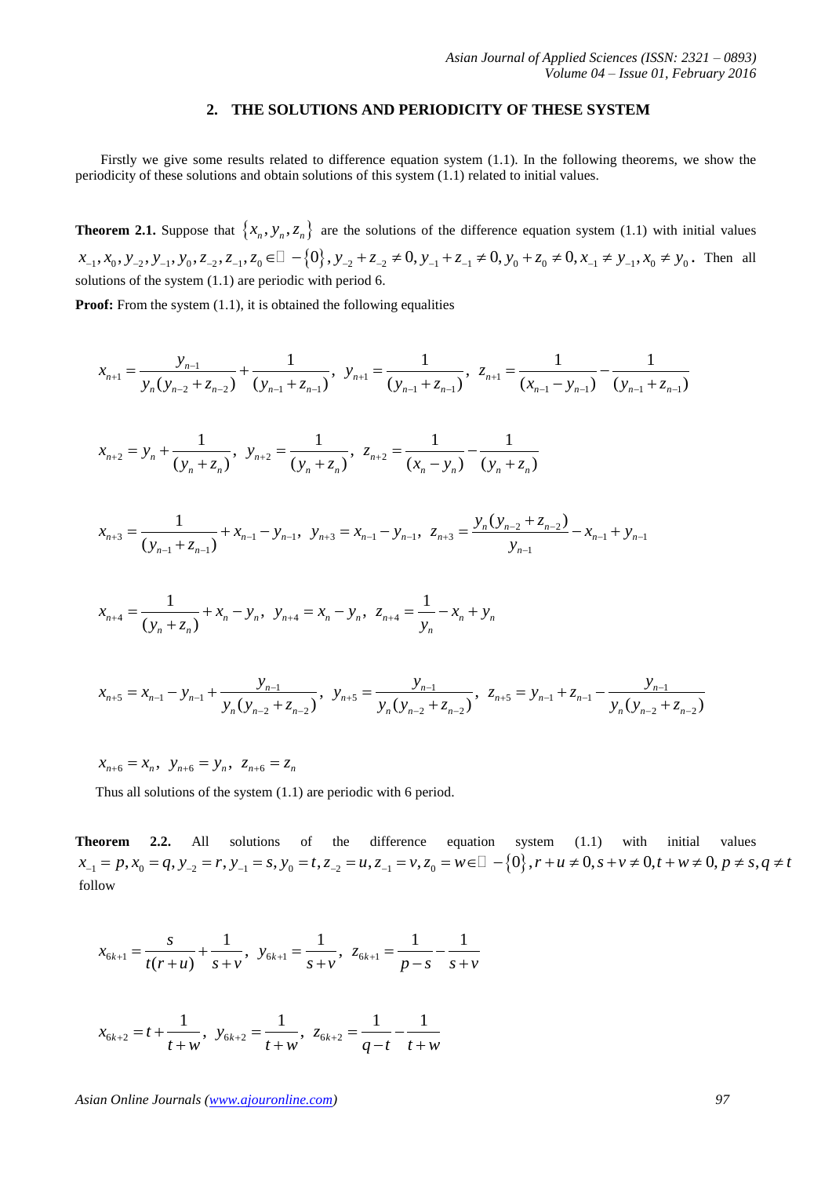## 2. THE SOLUTIONS AND PERIODICITY OF THESE SYSTEM

Firstly we give some results related to difference equation system (1.1). In the following theorems, we show the periodicity of these solutions and obtain solutions of this system (1.1) related to initial values.

**Theorem 2.1.** Suppose that $\{x_n, y_n, z_n\}$ are the solutions of the difference equation system (1.1) with initial values $x_{-1}, x_0, y_{-2}, y_{-1}, y_0, z_{-2}, z_{-1}, z_0 \in \mathbb{R} - \{0\}, y_{-2}+z_{-2} \neq 0, y_{-1}+z_{-1} \neq 0, y_0+z_0 \neq 0, x_{-1} \neq y_{-1}, x_0 \neq y_0$. Then all solutions of the system (1.1) are periodic with period 6.

**Proof:** From the system (1.1), it is obtained the following equalities

$$x_{n+1} = \frac{y_{n-1}}{y_n(y_{n-2}+z_{n-2})} + \frac{1}{(y_{n-1}+z_{n-1})},\ y_{n+1} = \frac{1}{(y_{n-1}+z_{n-1})},\ z_{n+1} = \frac{1}{(x_{n-1}-y_{n-1})} - \frac{1}{(y_{n-1}+z_{n-1})}$$

$$x_{n+2} = y_n + \frac{1}{(y_n+z_n)},\ y_{n+2} = \frac{1}{(y_n+z_n)},\ z_{n+2} = \frac{1}{(x_n-y_n)} - \frac{1}{(y_n+z_n)}$$

$$x_{n+3} = \frac{1}{(y_{n-1}+z_{n-1})} + x_{n-1} - y_{n-1},\ y_{n+3} = x_{n-1} - y_{n-1},\ z_{n+3} = \frac{y_n(y_{n-2}+z_{n-2})}{y_{n-1}} - x_{n-1} + y_{n-1}$$

$$x_{n+4} = \frac{1}{(y_n+z_n)} + x_n - y_n,\ y_{n+4} = x_n - y_n,\ z_{n+4} = \frac{1}{y_n} - x_n + y_n$$

$$x_{n+5} = x_{n-1} - y_{n-1} + \frac{y_{n-1}}{y_n(y_{n-2}+z_{n-2})},\ y_{n+5} = \frac{y_{n-1}}{y_n(y_{n-2}+z_{n-2})},\ z_{n+5} = y_{n-1} + z_{n-1} - \frac{y_{n-1}}{y_n(y_{n-2}+z_{n-2})}$$

$$x_{n+6} = x_n,\ y_{n+6} = y_n,\ z_{n+6} = z_n$$

Thus all solutions of the system (1.1) are periodic with 6 period.

**Theorem 2.2.** All solutions of the difference equation system (1.1) with initial values $x_{-1} = p, x_0 = q, y_{-2} = r, y_{-1} = s, y_0 = t, z_{-2} = u, z_{-1} = v, z_0 = w \in \mathbb{R} - \{0\}, r+u \neq 0, s+v \neq 0, t+w \neq 0, p \neq s, q \neq t$ follow

$$x_{6k+1} = \frac{s}{t(r+u)} + \frac{1}{s+v},\ y_{6k+1} = \frac{1}{s+v},\ z_{6k+1} = \frac{1}{p-s} - \frac{1}{s+v}$$

$$x_{6k+2} = t + \frac{1}{t+w},\ y_{6k+2} = \frac{1}{t+w},\ z_{6k+2} = \frac{1}{q-t} - \frac{1}{t+w}$$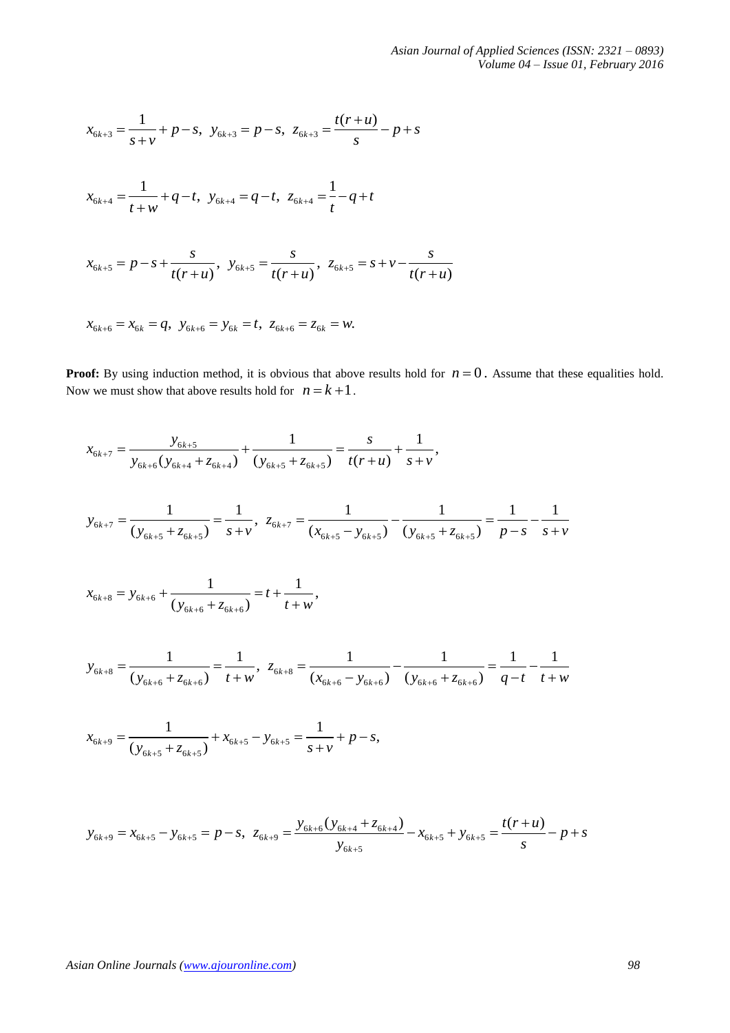$$x_{6k+3} = \frac{1}{s+v} + p - s,\ y_{6k+3} = p - s,\ z_{6k+3} = \frac{t(r+u)}{s} - p + s$$

$$x_{6k+4} = \frac{1}{t+w} + q - t,\ y_{6k+4} = q - t,\ z_{6k+4} = \frac{1}{t} - q + t$$

$$x_{6k+5} = p - s + \frac{s}{t(r+u)},\ y_{6k+5} = \frac{s}{t(r+u)},\ z_{6k+5} = s + v - \frac{s}{t(r+u)}$$

$$x_{6k+6} = x_{6k} = q,\ y_{6k+6} = y_{6k} = t,\ z_{6k+6} = z_{6k} = w.$$

**Proof:** By using induction method, it is obvious that above results hold for $n = 0$. Assume that these equalities hold. Now we must show that above results hold for $n = k + 1$.

$$x_{6k+7} = \frac{y_{6k+5}}{y_{6k+6}(y_{6k+4} + z_{6k+4})} + \frac{1}{(y_{6k+5} + z_{6k+5})} = \frac{s}{t(r+u)} + \frac{1}{s+v},$$

$$y_{6k+7} = \frac{1}{(y_{6k+5} + z_{6k+5})} = \frac{1}{s+v},\ z_{6k+7} = \frac{1}{(x_{6k+5} - y_{6k+5})} - \frac{1}{(y_{6k+5} + z_{6k+5})} = \frac{1}{p-s} - \frac{1}{s+v}$$

$$x_{6k+8} = y_{6k+6} + \frac{1}{(y_{6k+6} + z_{6k+6})} = t + \frac{1}{t+w},$$

$$y_{6k+8} = \frac{1}{(y_{6k+6} + z_{6k+6})} = \frac{1}{t+w},\ z_{6k+8} = \frac{1}{(x_{6k+6} - y_{6k+6})} - \frac{1}{(y_{6k+6} + z_{6k+6})} = \frac{1}{q-t} - \frac{1}{t+w}$$

$$x_{6k+9} = \frac{1}{(y_{6k+5} + z_{6k+5})} + x_{6k+5} - y_{6k+5} = \frac{1}{s+v} + p - s,$$

$$y_{6k+9} = x_{6k+5} - y_{6k+5} = p - s,\ z_{6k+9} = \frac{y_{6k+6}(y_{6k+4} + z_{6k+4})}{y_{6k+5}} - x_{6k+5} + y_{6k+5} = \frac{t(r+u)}{s} - p + s$$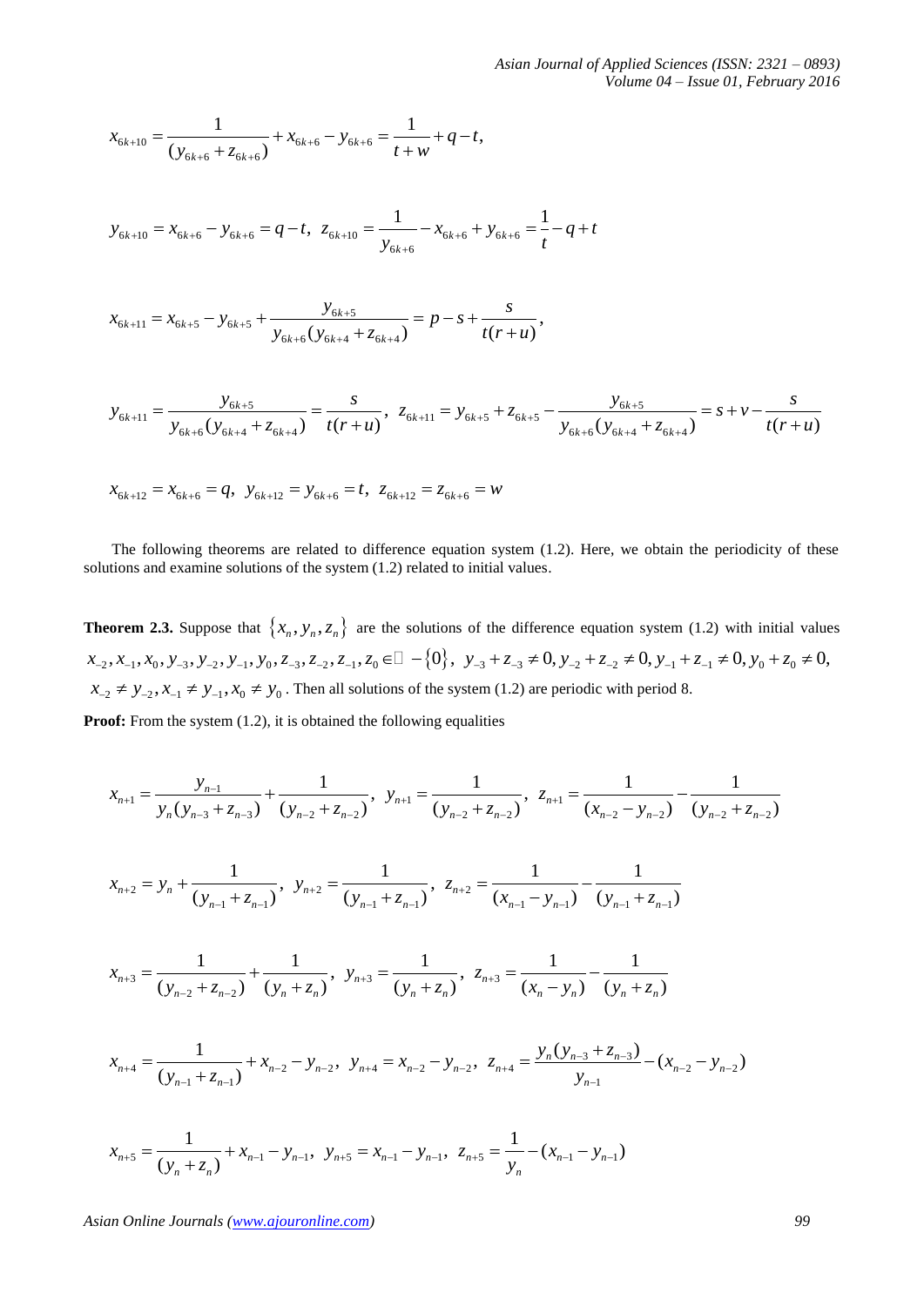$$x_{6k+10} = \frac{1}{(y_{6k+6}+z_{6k+6})} + x_{6k+6} - y_{6k+6} = \frac{1}{t+w} + q - t,$$

$$y_{6k+10} = x_{6k+6} - y_{6k+6} = q - t,\ z_{6k+10} = \frac{1}{y_{6k+6}} - x_{6k+6} + y_{6k+6} = \frac{1}{t} - q + t$$

$$x_{6k+11} = x_{6k+5} - y_{6k+5} + \frac{y_{6k+5}}{y_{6k+6}(y_{6k+4}+z_{6k+4})} = p - s + \frac{s}{t(r+u)},$$

$$y_{6k+11} = \frac{y_{6k+5}}{y_{6k+6}(y_{6k+4}+z_{6k+4})} = \frac{s}{t(r+u)},\ z_{6k+11} = y_{6k+5} + z_{6k+5} - \frac{y_{6k+5}}{y_{6k+6}(y_{6k+4}+z_{6k+4})} = s + v - \frac{s}{t(r+u)}$$

$$x_{6k+12} = x_{6k+6} = q,\ y_{6k+12} = y_{6k+6} = t,\ z_{6k+12} = z_{6k+6} = w$$

The following theorems are related to difference equation system (1.2). Here, we obtain the periodicity of these solutions and examine solutions of the system (1.2) related to initial values.

**Theorem 2.3.** Suppose that $\{x_n, y_n, z_n\}$ are the solutions of the difference equation system (1.2) with initial values $x_{-2}, x_{-1}, x_0, y_{-3}, y_{-2}, y_{-1}, y_0, z_{-3}, z_{-2}, z_{-1}, z_0 \in \mathbb{R} - \{0\}$, $y_{-3}+z_{-3} \neq 0, y_{-2}+z_{-2} \neq 0, y_{-1}+z_{-1} \neq 0, y_0+z_0 \neq 0,$ $x_{-2} \neq y_{-2}, x_{-1} \neq y_{-1}, x_0 \neq y_0$. Then all solutions of the system (1.2) are periodic with period 8.

**Proof:** From the system (1.2), it is obtained the following equalities

$$x_{n+1} = \frac{y_{n-1}}{y_n(y_{n-3}+z_{n-3})} + \frac{1}{(y_{n-2}+z_{n-2})},\ y_{n+1} = \frac{1}{(y_{n-2}+z_{n-2})},\ z_{n+1} = \frac{1}{(x_{n-2}-y_{n-2})} - \frac{1}{(y_{n-2}+z_{n-2})}$$

$$x_{n+2} = y_n + \frac{1}{(y_{n-1}+z_{n-1})},\ y_{n+2} = \frac{1}{(y_{n-1}+z_{n-1})},\ z_{n+2} = \frac{1}{(x_{n-1}-y_{n-1})} - \frac{1}{(y_{n-1}+z_{n-1})}$$

$$x_{n+3} = \frac{1}{(y_{n-2}+z_{n-2})} + \frac{1}{(y_n+z_n)},\ y_{n+3} = \frac{1}{(y_n+z_n)},\ z_{n+3} = \frac{1}{(x_n-y_n)} - \frac{1}{(y_n+z_n)}$$

$$x_{n+4} = \frac{1}{(y_{n-1}+z_{n-1})} + x_{n-2} - y_{n-2},\ y_{n+4} = x_{n-2} - y_{n-2},\ z_{n+4} = \frac{y_n(y_{n-3}+z_{n-3})}{y_{n-1}} - (x_{n-2}-y_{n-2})$$

$$x_{n+5} = \frac{1}{(y_n+z_n)} + x_{n-1} - y_{n-1},\ y_{n+5} = x_{n-1} - y_{n-1},\ z_{n+5} = \frac{1}{y_n} - (x_{n-1}-y_{n-1})$$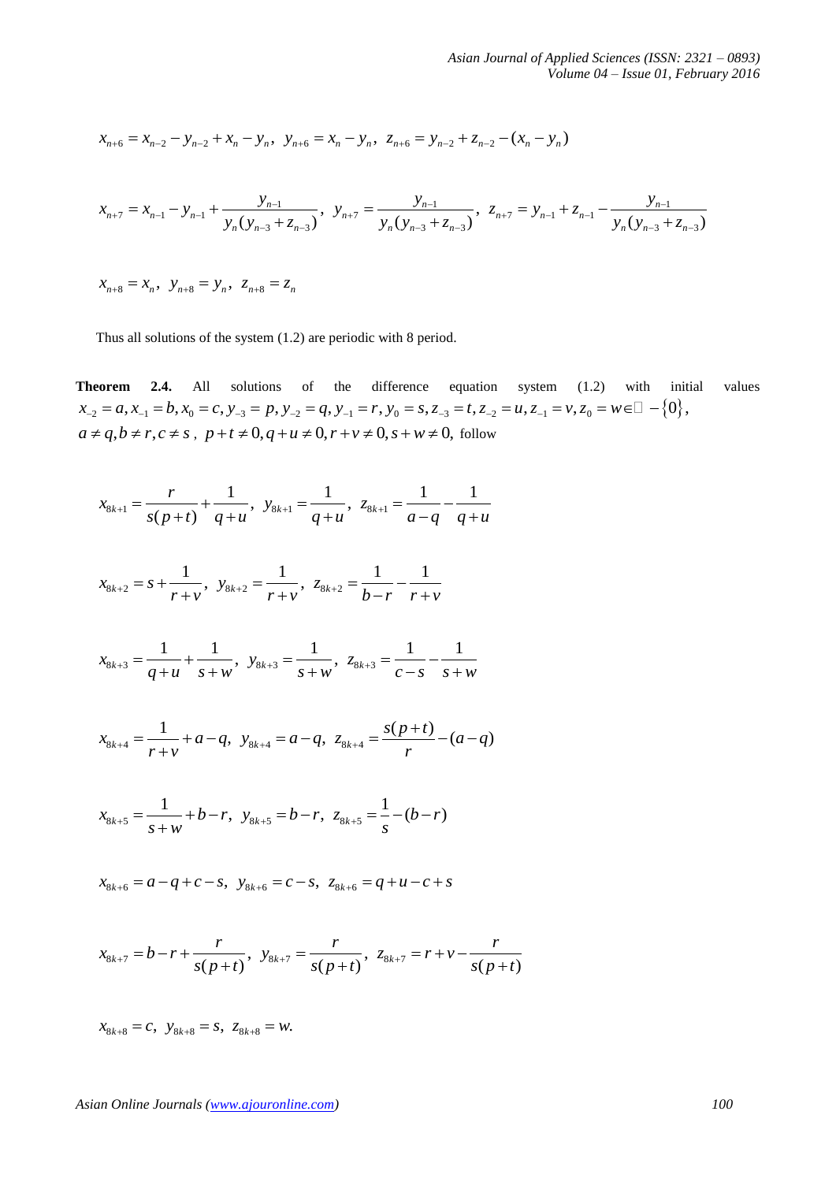$$x_{n+6} = x_{n-2} - y_{n-2} + x_n - y_n,\ \ y_{n+6} = x_n - y_n,\ \ z_{n+6} = y_{n-2} + z_{n-2} - (x_n - y_n)$$

$$x_{n+7} = x_{n-1} - y_{n-1} + \frac{y_{n-1}}{y_n(y_{n-3} + z_{n-3})},\ \ y_{n+7} = \frac{y_{n-1}}{y_n(y_{n-3} + z_{n-3})},\ \ z_{n+7} = y_{n-1} + z_{n-1} - \frac{y_{n-1}}{y_n(y_{n-3} + z_{n-3})}$$

$$x_{n+8} = x_n,\ \ y_{n+8} = y_n,\ \ z_{n+8} = z_n$$

Thus all solutions of the system (1.2) are periodic with 8 period.

**Theorem 2.4.** All solutions of the difference equation system (1.2) with initial values $x_{-2} = a, x_{-1} = b, x_0 = c, y_{-3} = p, y_{-2} = q, y_{-1} = r, y_0 = s, z_{-3} = t, z_{-2} = u, z_{-1} = v, z_0 = w \in \mathbb{R} - \{0\}$, $a \neq q, b \neq r, c \neq s$, $p + t \neq 0, q + u \neq 0, r + v \neq 0, s + w \neq 0,$ follow

$$x_{8k+1} = \frac{r}{s(p+t)} + \frac{1}{q+u},\ \ y_{8k+1} = \frac{1}{q+u},\ \ z_{8k+1} = \frac{1}{a-q} - \frac{1}{q+u}$$

$$x_{8k+2} = s + \frac{1}{r+v},\ \ y_{8k+2} = \frac{1}{r+v},\ \ z_{8k+2} = \frac{1}{b-r} - \frac{1}{r+v}$$

$$x_{8k+3} = \frac{1}{q+u} + \frac{1}{s+w},\ \ y_{8k+3} = \frac{1}{s+w},\ \ z_{8k+3} = \frac{1}{c-s} - \frac{1}{s+w}$$

$$x_{8k+4} = \frac{1}{r+v} + a - q,\ \ y_{8k+4} = a - q,\ \ z_{8k+4} = \frac{s(p+t)}{r} - (a-q)$$

$$x_{8k+5} = \frac{1}{s+w} + b - r,\ \ y_{8k+5} = b - r,\ \ z_{8k+5} = \frac{1}{s} - (b-r)$$

$$x_{8k+6} = a - q + c - s,\ \ y_{8k+6} = c - s,\ \ z_{8k+6} = q + u - c + s$$

$$x_{8k+7} = b - r + \frac{r}{s(p+t)},\ \ y_{8k+7} = \frac{r}{s(p+t)},\ \ z_{8k+7} = r + v - \frac{r}{s(p+t)}$$

$$x_{8k+8} = c,\ \ y_{8k+8} = s,\ \ z_{8k+8} = w.$$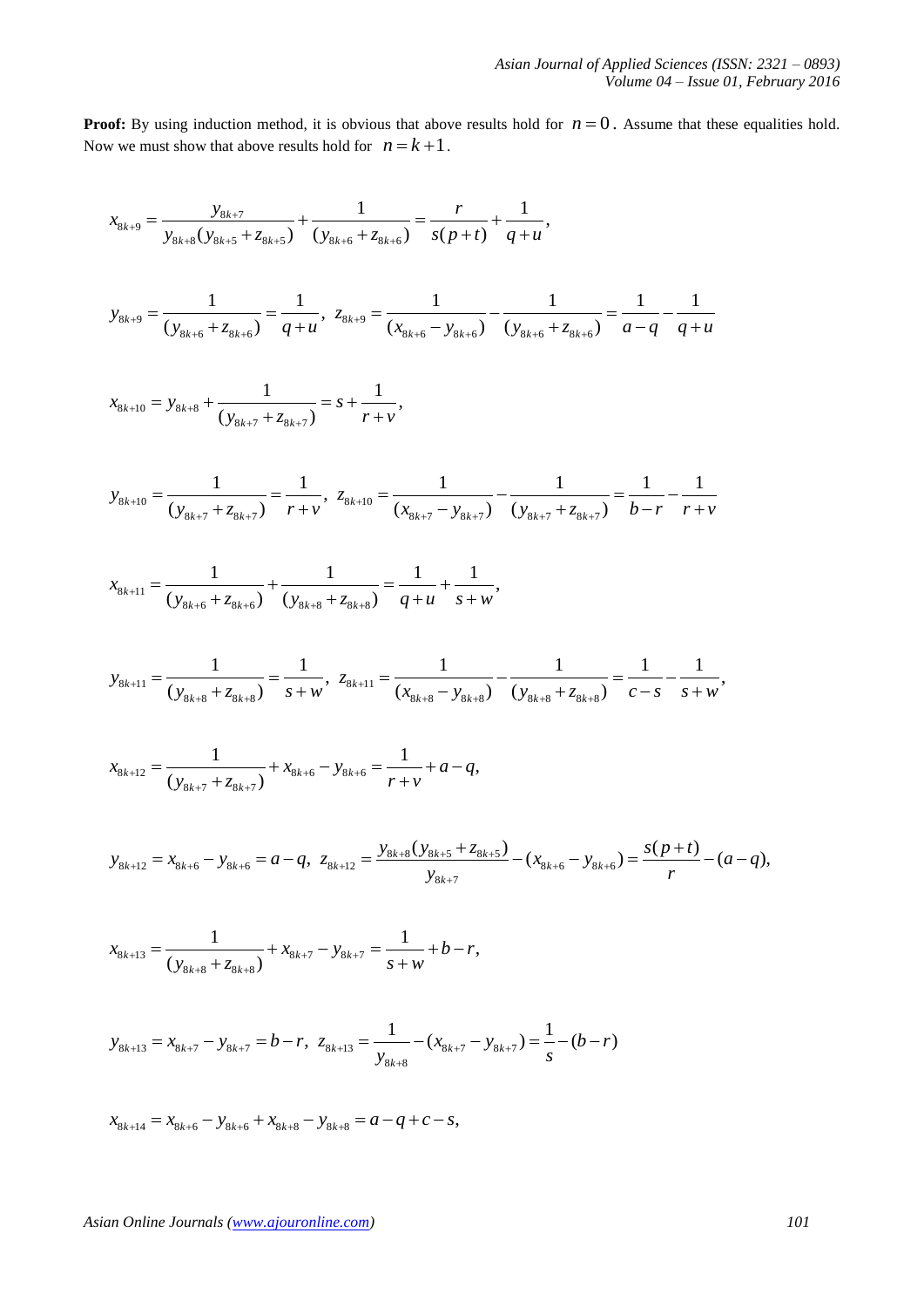**Proof:** By using induction method, it is obvious that above results hold for $n = 0$. Assume that these equalities hold. Now we must show that above results hold for $n = k + 1$.

$$x_{8k+9} = \frac{y_{8k+7}}{y_{8k+8}(y_{8k+5} + z_{8k+5})} + \frac{1}{(y_{8k+6} + z_{8k+6})} = \frac{r}{s(p+t)} + \frac{1}{q+u},$$

$$y_{8k+9} = \frac{1}{(y_{8k+6} + z_{8k+6})} = \frac{1}{q+u}, \; z_{8k+9} = \frac{1}{(x_{8k+6} - y_{8k+6})} - \frac{1}{(y_{8k+6} + z_{8k+6})} = \frac{1}{a-q} - \frac{1}{q+u}$$

$$x_{8k+10} = y_{8k+8} + \frac{1}{(y_{8k+7} + z_{8k+7})} = s + \frac{1}{r+v},$$

$$y_{8k+10} = \frac{1}{(y_{8k+7} + z_{8k+7})} = \frac{1}{r+v}, \; z_{8k+10} = \frac{1}{(x_{8k+7} - y_{8k+7})} - \frac{1}{(y_{8k+7} + z_{8k+7})} = \frac{1}{b-r} - \frac{1}{r+v}$$

$$x_{8k+11} = \frac{1}{(y_{8k+6} + z_{8k+6})} + \frac{1}{(y_{8k+8} + z_{8k+8})} = \frac{1}{q+u} + \frac{1}{s+w},$$

$$y_{8k+11} = \frac{1}{(y_{8k+8} + z_{8k+8})} = \frac{1}{s+w}, \; z_{8k+11} = \frac{1}{(x_{8k+8} - y_{8k+8})} - \frac{1}{(y_{8k+8} + z_{8k+8})} = \frac{1}{c-s} - \frac{1}{s+w},$$

$$x_{8k+12} = \frac{1}{(y_{8k+7} + z_{8k+7})} + x_{8k+6} - y_{8k+6} = \frac{1}{r+v} + a - q,$$

$$y_{8k+12} = x_{8k+6} - y_{8k+6} = a - q, \; z_{8k+12} = \frac{y_{8k+8}(y_{8k+5} + z_{8k+5})}{y_{8k+7}} - (x_{8k+6} - y_{8k+6}) = \frac{s(p+t)}{r} - (a-q),$$

$$x_{8k+13} = \frac{1}{(y_{8k+8} + z_{8k+8})} + x_{8k+7} - y_{8k+7} = \frac{1}{s+w} + b - r,$$

$$y_{8k+13} = x_{8k+7} - y_{8k+7} = b - r, \; z_{8k+13} = \frac{1}{y_{8k+8}} - (x_{8k+7} - y_{8k+7}) = \frac{1}{s} - (b-r)$$

$$x_{8k+14} = x_{8k+6} - y_{8k+6} + x_{8k+8} - y_{8k+8} = a - q + c - s,$$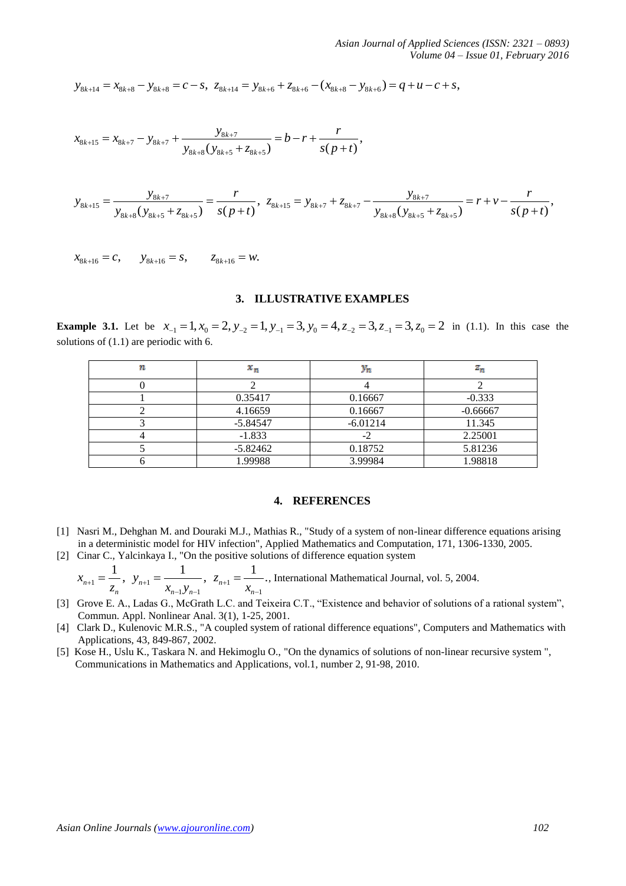$$y_{8k+14} = x_{8k+8} - y_{8k+8} = c - s,\ \ z_{8k+14} = y_{8k+6} + z_{8k+6} - (x_{8k+8} - y_{8k+6}) = q + u - c + s,$$

$$x_{8k+15} = x_{8k+7} - y_{8k+7} + \frac{y_{8k+7}}{y_{8k+8}(y_{8k+5} + z_{8k+5})} = b - r + \frac{r}{s(p+t)},$$

$$y_{8k+15} = \frac{y_{8k+7}}{y_{8k+8}(y_{8k+5} + z_{8k+5})} = \frac{r}{s(p+t)},\ \ z_{8k+15} = y_{8k+7} + z_{8k+7} - \frac{y_{8k+7}}{y_{8k+8}(y_{8k+5} + z_{8k+5})} = r + v - \frac{r}{s(p+t)},$$

$$x_{8k+16} = c, \qquad y_{8k+16} = s, \qquad z_{8k+16} = w.$$

## 3. ILLUSTRATIVE EXAMPLES

**Example 3.1.** Let be $x_{-1} = 1, x_0 = 2, y_{-2} = 1, y_{-1} = 3, y_0 = 4, z_{-2} = 3, z_{-1} = 3, z_0 = 2$ in (1.1). In this case the solutions of (1.1) are periodic with 6.

| $n$ | $x_n$ | $y_n$ | $z_n$ |
|---|---|---|---|
| 0 | 2 | 4 | 2 |
| 1 | 0.35417 | 0.16667 | -0.333 |
| 2 | 4.16659 | 0.16667 | -0.66667 |
| 3 | -5.84547 | -6.01214 | 11.345 |
| 4 | -1.833 | -2 | 2.25001 |
| 5 | -5.82462 | 0.18752 | 5.81236 |
| 6 | 1.99988 | 3.99984 | 1.98818 |

## 4. REFERENCES

[1] Nasri M., Dehghan M. and Douraki M.J., Mathias R., "Study of a system of non-linear difference equations arising in a deterministic model for HIV infection", Applied Mathematics and Computation, 171, 1306-1330, 2005.

[2] Cinar C., Yalcinkaya I., "On the positive solutions of difference equation system $x_{n+1} = \frac{1}{z_n},\ y_{n+1} = \frac{1}{x_{n-1}y_{n-1}},\ z_{n+1} = \frac{1}{x_{n-1}}$.", International Mathematical Journal, vol. 5, 2004.

[3] Grove E. A., Ladas G., McGrath L.C. and Teixeira C.T., "Existence and behavior of solutions of a rational system", Commun. Appl. Nonlinear Anal. 3(1), 1-25, 2001.

[4] Clark D., Kulenovic M.R.S., "A coupled system of rational difference equations", Computers and Mathematics with Applications, 43, 849-867, 2002.

[5] Kose H., Uslu K., Taskara N. and Hekimoglu O., "On the dynamics of solutions of non-linear recursive system ", Communications in Mathematics and Applications, vol.1, number 2, 91-98, 2010.